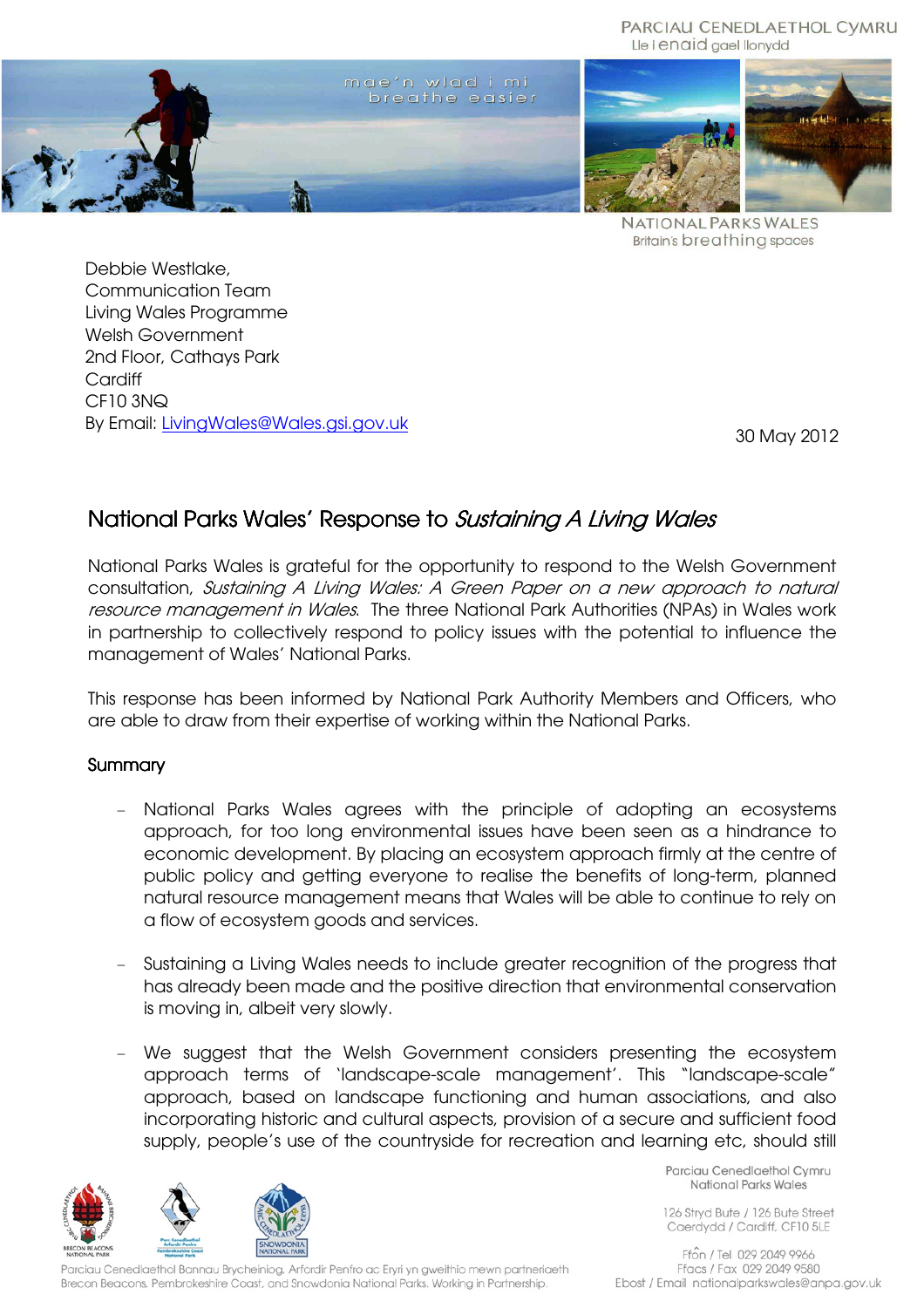Debbie Westlake,
Communication Team
Living Wales Programme
Welsh Government
2nd Floor, Cathays Park
Cardiff
CF10 3NQ
By Email: LivingWales@Wales.gsi.gov.uk

30 May 2012

## National Parks Wales' Response to *Sustaining A Living Wales*

National Parks Wales is grateful for the opportunity to respond to the Welsh Government consultation, *Sustaining A Living Wales: A Green Paper on a new approach to natural resource management in Wales*. The three National Park Authorities (NPAs) in Wales work in partnership to collectively respond to policy issues with the potential to influence the management of Wales' National Parks.

This response has been informed by National Park Authority Members and Officers, who are able to draw from their expertise of working within the National Parks.

### Summary

- National Parks Wales agrees with the principle of adopting an ecosystems approach, for too long environmental issues have been seen as a hindrance to economic development. By placing an ecosystem approach firmly at the centre of public policy and getting everyone to realise the benefits of long-term, planned natural resource management means that Wales will be able to continue to rely on a flow of ecosystem goods and services.

- Sustaining a Living Wales needs to include greater recognition of the progress that has already been made and the positive direction that environmental conservation is moving in, albeit very slowly.

- We suggest that the Welsh Government considers presenting the ecosystem approach terms of 'landscape-scale management'. This "landscape-scale" approach, based on landscape functioning and human associations, and also incorporating historic and cultural aspects, provision of a secure and sufficient food supply, people's use of the countryside for recreation and learning etc, should still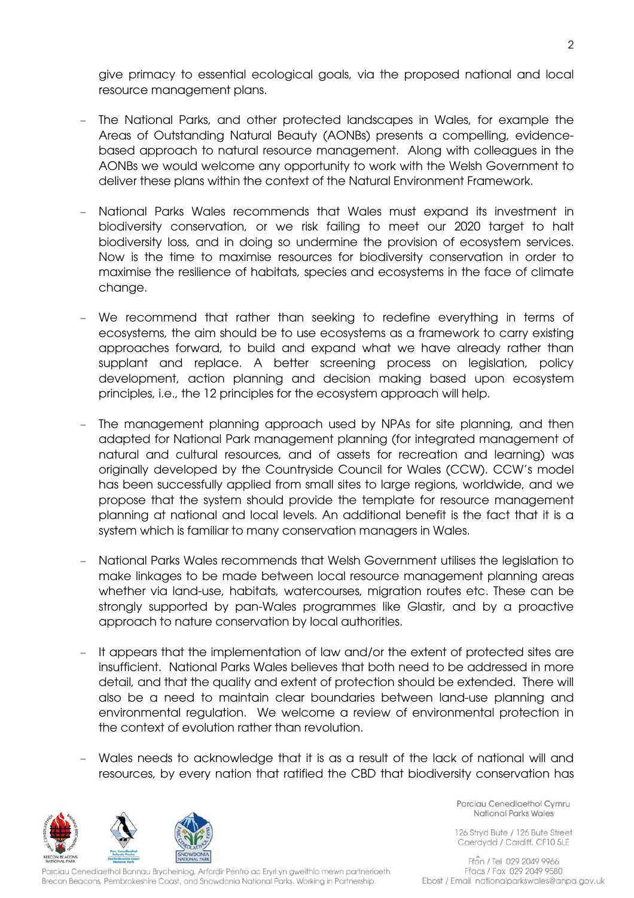give primacy to essential ecological goals, via the proposed national and local resource management plans.

- The National Parks, and other protected landscapes in Wales, for example the Areas of Outstanding Natural Beauty (AONBs) presents a compelling, evidence-based approach to natural resource management. Along with colleagues in the AONBs we would welcome any opportunity to work with the Welsh Government to deliver these plans within the context of the Natural Environment Framework.

- National Parks Wales recommends that Wales must expand its investment in biodiversity conservation, or we risk failing to meet our 2020 target to halt biodiversity loss, and in doing so undermine the provision of ecosystem services. Now is the time to maximise resources for biodiversity conservation in order to maximise the resilience of habitats, species and ecosystems in the face of climate change.

- We recommend that rather than seeking to redefine everything in terms of ecosystems, the aim should be to use ecosystems as a framework to carry existing approaches forward, to build and expand what we have already rather than supplant and replace. A better screening process on legislation, policy development, action planning and decision making based upon ecosystem principles, i.e., the 12 principles for the ecosystem approach will help.

- The management planning approach used by NPAs for site planning, and then adapted for National Park management planning (for integrated management of natural and cultural resources, and of assets for recreation and learning) was originally developed by the Countryside Council for Wales (CCW). CCW's model has been successfully applied from small sites to large regions, worldwide, and we propose that the system should provide the template for resource management planning at national and local levels. An additional benefit is the fact that it is a system which is familiar to many conservation managers in Wales.

- National Parks Wales recommends that Welsh Government utilises the legislation to make linkages to be made between local resource management planning areas whether via land-use, habitats, watercourses, migration routes etc. These can be strongly supported by pan-Wales programmes like Glastir, and by a proactive approach to nature conservation by local authorities.

- It appears that the implementation of law and/or the extent of protected sites are insufficient. National Parks Wales believes that both need to be addressed in more detail, and that the quality and extent of protection should be extended. There will also be a need to maintain clear boundaries between land-use planning and environmental regulation. We welcome a review of environmental protection in the context of evolution rather than revolution.

- Wales needs to acknowledge that it is as a result of the lack of national will and resources, by every nation that ratified the CBD that biodiversity conservation has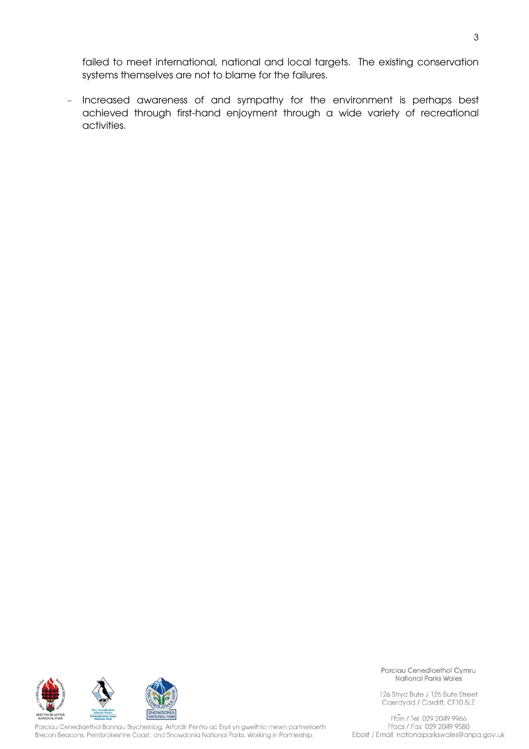failed to meet international, national and local targets. The existing conservation systems themselves are not to blame for the failures.

- Increased awareness of and sympathy for the environment is perhaps best achieved through first-hand enjoyment through a wide variety of recreational activities.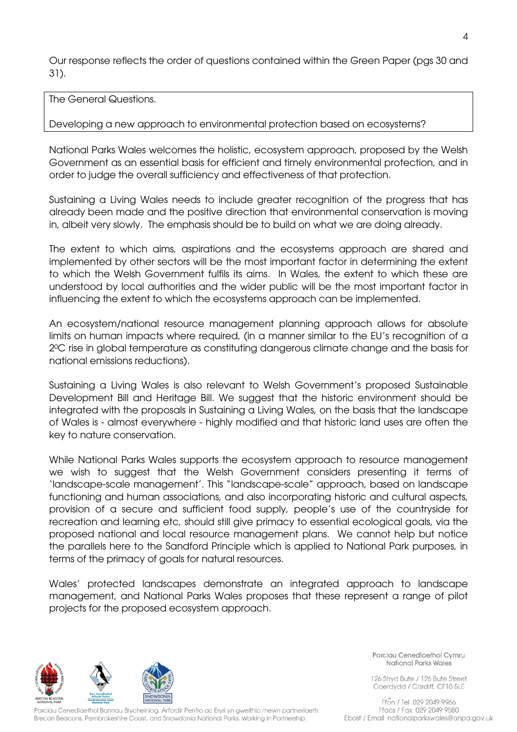Our response reflects the order of questions contained within the Green Paper (pgs 30 and 31).

| The General Questions.<br><br>Developing a new approach to environmental protection based on ecosystems? |
|---|

National Parks Wales welcomes the holistic, ecosystem approach, proposed by the Welsh Government as an essential basis for efficient and timely environmental protection, and in order to judge the overall sufficiency and effectiveness of that protection.

Sustaining a Living Wales needs to include greater recognition of the progress that has already been made and the positive direction that environmental conservation is moving in, albeit very slowly. The emphasis should be to build on what we are doing already.

The extent to which aims, aspirations and the ecosystems approach are shared and implemented by other sectors will be the most important factor in determining the extent to which the Welsh Government fulfils its aims. In Wales, the extent to which these are understood by local authorities and the wider public will be the most important factor in influencing the extent to which the ecosystems approach can be implemented.

An ecosystem/national resource management planning approach allows for absolute limits on human impacts where required, (in a manner similar to the EU's recognition of a 2$^{0}$C rise in global temperature as constituting dangerous climate change and the basis for national emissions reductions).

Sustaining a Living Wales is also relevant to Welsh Government's proposed Sustainable Development Bill and Heritage Bill. We suggest that the historic environment should be integrated with the proposals in Sustaining a Living Wales, on the basis that the landscape of Wales is - almost everywhere - highly modified and that historic land uses are often the key to nature conservation.

While National Parks Wales supports the ecosystem approach to resource management we wish to suggest that the Welsh Government considers presenting it terms of 'landscape-scale management'. This "landscape-scale" approach, based on landscape functioning and human associations, and also incorporating historic and cultural aspects, provision of a secure and sufficient food supply, people's use of the countryside for recreation and learning etc, should still give primacy to essential ecological goals, via the proposed national and local resource management plans. We cannot help but notice the parallels here to the Sandford Principle which is applied to National Park purposes, in terms of the primacy of goals for natural resources.

Wales' protected landscapes demonstrate an integrated approach to landscape management, and National Parks Wales proposes that these represent a range of pilot projects for the proposed ecosystem approach.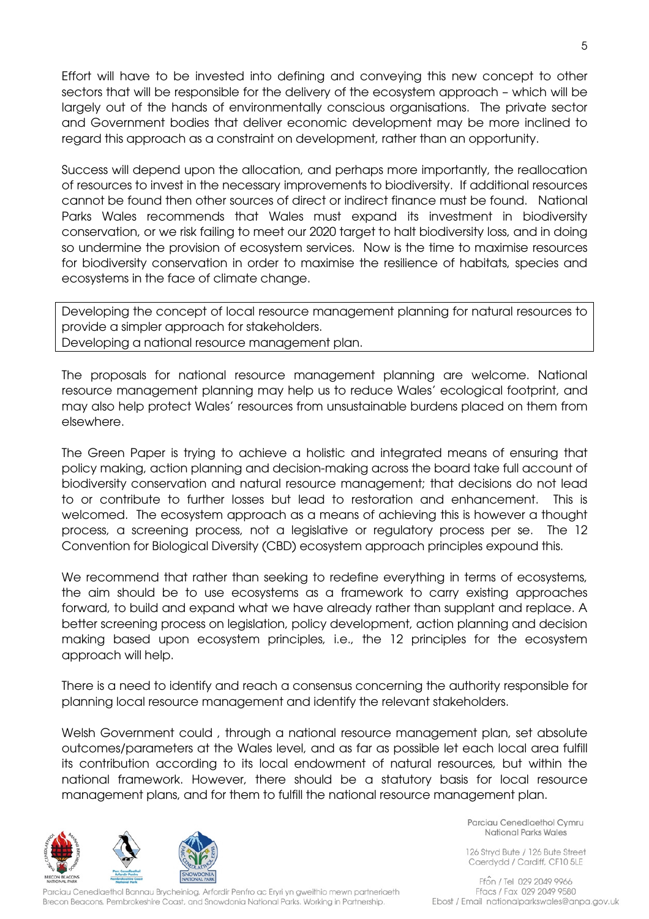Effort will have to be invested into defining and conveying this new concept to other sectors that will be responsible for the delivery of the ecosystem approach – which will be largely out of the hands of environmentally conscious organisations. The private sector and Government bodies that deliver economic development may be more inclined to regard this approach as a constraint on development, rather than an opportunity.

Success will depend upon the allocation, and perhaps more importantly, the reallocation of resources to invest in the necessary improvements to biodiversity. If additional resources cannot be found then other sources of direct or indirect finance must be found. National Parks Wales recommends that Wales must expand its investment in biodiversity conservation, or we risk failing to meet our 2020 target to halt biodiversity loss, and in doing so undermine the provision of ecosystem services. Now is the time to maximise resources for biodiversity conservation in order to maximise the resilience of habitats, species and ecosystems in the face of climate change.

| Developing the concept of local resource management planning for natural resources to provide a simpler approach for stakeholders.<br>Developing a national resource management plan. |
|---|

The proposals for national resource management planning are welcome. National resource management planning may help us to reduce Wales' ecological footprint, and may also help protect Wales' resources from unsustainable burdens placed on them from elsewhere.

The Green Paper is trying to achieve a holistic and integrated means of ensuring that policy making, action planning and decision-making across the board take full account of biodiversity conservation and natural resource management; that decisions do not lead to or contribute to further losses but lead to restoration and enhancement. This is welcomed. The ecosystem approach as a means of achieving this is however a thought process, a screening process, not a legislative or regulatory process per se. The 12 Convention for Biological Diversity (CBD) ecosystem approach principles expound this.

We recommend that rather than seeking to redefine everything in terms of ecosystems, the aim should be to use ecosystems as a framework to carry existing approaches forward, to build and expand what we have already rather than supplant and replace. A better screening process on legislation, policy development, action planning and decision making based upon ecosystem principles, i.e., the 12 principles for the ecosystem approach will help.

There is a need to identify and reach a consensus concerning the authority responsible for planning local resource management and identify the relevant stakeholders.

Welsh Government could , through a national resource management plan, set absolute outcomes/parameters at the Wales level, and as far as possible let each local area fulfill its contribution according to its local endowment of natural resources, but within the national framework. However, there should be a statutory basis for local resource management plans, and for them to fulfill the national resource management plan.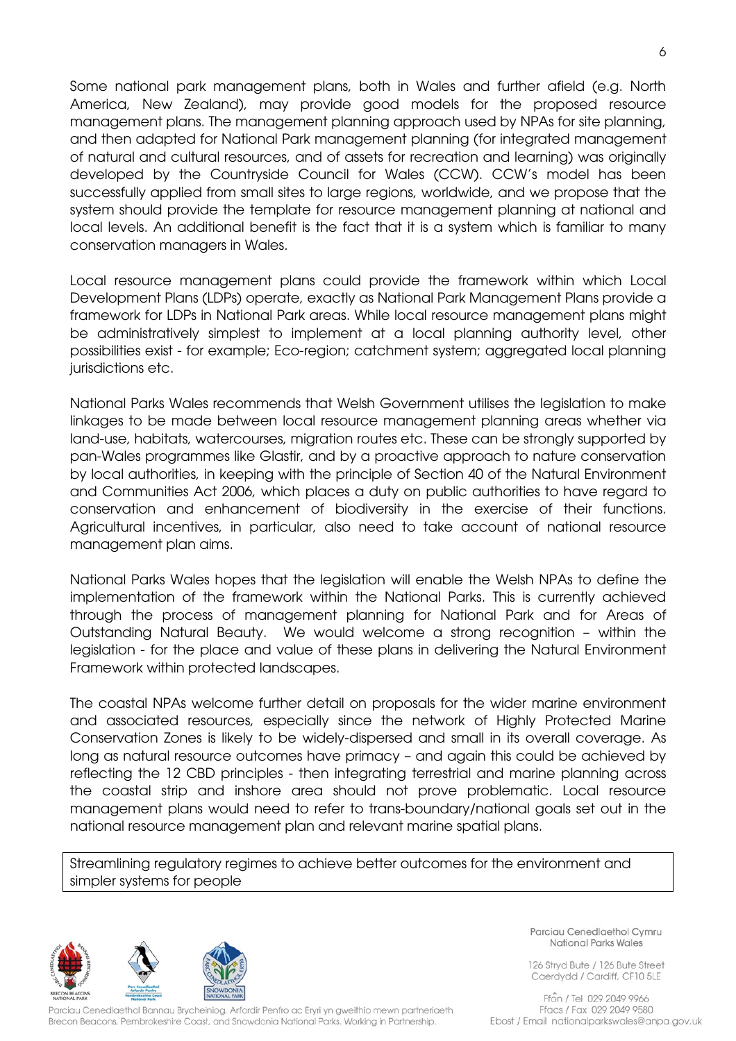Some national park management plans, both in Wales and further afield (e.g. North America, New Zealand), may provide good models for the proposed resource management plans. The management planning approach used by NPAs for site planning, and then adapted for National Park management planning (for integrated management of natural and cultural resources, and of assets for recreation and learning) was originally developed by the Countryside Council for Wales (CCW). CCW's model has been successfully applied from small sites to large regions, worldwide, and we propose that the system should provide the template for resource management planning at national and local levels. An additional benefit is the fact that it is a system which is familiar to many conservation managers in Wales.

Local resource management plans could provide the framework within which Local Development Plans (LDPs) operate, exactly as National Park Management Plans provide a framework for LDPs in National Park areas. While local resource management plans might be administratively simplest to implement at a local planning authority level, other possibilities exist - for example; Eco-region; catchment system; aggregated local planning jurisdictions etc.

National Parks Wales recommends that Welsh Government utilises the legislation to make linkages to be made between local resource management planning areas whether via land-use, habitats, watercourses, migration routes etc. These can be strongly supported by pan-Wales programmes like Glastir, and by a proactive approach to nature conservation by local authorities, in keeping with the principle of Section 40 of the Natural Environment and Communities Act 2006, which places a duty on public authorities to have regard to conservation and enhancement of biodiversity in the exercise of their functions. Agricultural incentives, in particular, also need to take account of national resource management plan aims.

National Parks Wales hopes that the legislation will enable the Welsh NPAs to define the implementation of the framework within the National Parks. This is currently achieved through the process of management planning for National Park and for Areas of Outstanding Natural Beauty. We would welcome a strong recognition – within the legislation - for the place and value of these plans in delivering the Natural Environment Framework within protected landscapes.

The coastal NPAs welcome further detail on proposals for the wider marine environment and associated resources, especially since the network of Highly Protected Marine Conservation Zones is likely to be widely-dispersed and small in its overall coverage. As long as natural resource outcomes have primacy – and again this could be achieved by reflecting the 12 CBD principles - then integrating terrestrial and marine planning across the coastal strip and inshore area should not prove problematic. Local resource management plans would need to refer to trans-boundary/national goals set out in the national resource management plan and relevant marine spatial plans.

| Streamlining regulatory regimes to achieve better outcomes for the environment and simpler systems for people |
|---|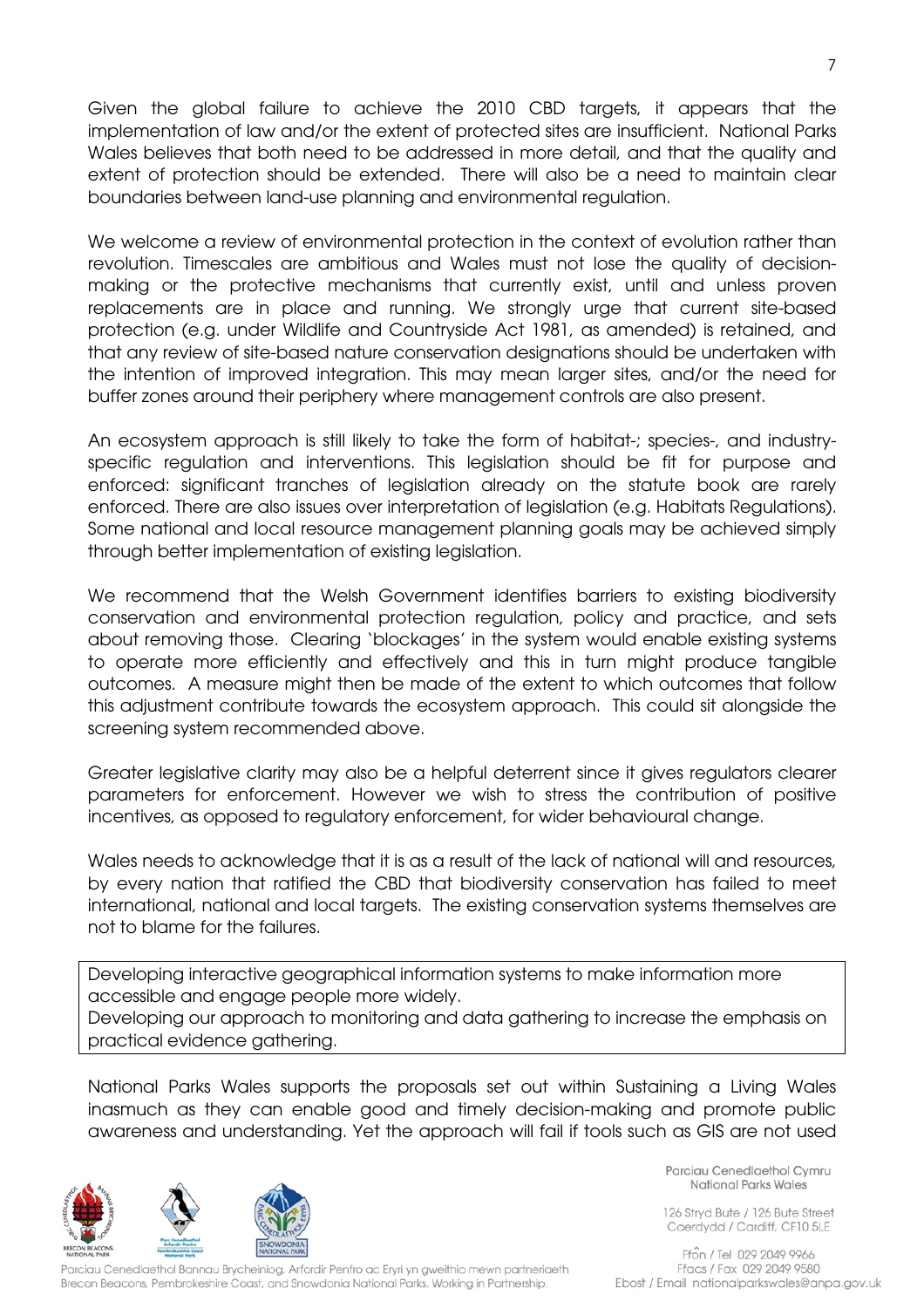Given the global failure to achieve the 2010 CBD targets, it appears that the implementation of law and/or the extent of protected sites are insufficient. National Parks Wales believes that both need to be addressed in more detail, and that the quality and extent of protection should be extended. There will also be a need to maintain clear boundaries between land-use planning and environmental regulation.

We welcome a review of environmental protection in the context of evolution rather than revolution. Timescales are ambitious and Wales must not lose the quality of decision-making or the protective mechanisms that currently exist, until and unless proven replacements are in place and running. We strongly urge that current site-based protection (e.g. under Wildlife and Countryside Act 1981, as amended) is retained, and that any review of site-based nature conservation designations should be undertaken with the intention of improved integration. This may mean larger sites, and/or the need for buffer zones around their periphery where management controls are also present.

An ecosystem approach is still likely to take the form of habitat-; species-, and industry-specific regulation and interventions. This legislation should be fit for purpose and enforced: significant tranches of legislation already on the statute book are rarely enforced. There are also issues over interpretation of legislation (e.g. Habitats Regulations). Some national and local resource management planning goals may be achieved simply through better implementation of existing legislation.

We recommend that the Welsh Government identifies barriers to existing biodiversity conservation and environmental protection regulation, policy and practice, and sets about removing those. Clearing 'blockages' in the system would enable existing systems to operate more efficiently and effectively and this in turn might produce tangible outcomes. A measure might then be made of the extent to which outcomes that follow this adjustment contribute towards the ecosystem approach. This could sit alongside the screening system recommended above.

Greater legislative clarity may also be a helpful deterrent since it gives regulators clearer parameters for enforcement. However we wish to stress the contribution of positive incentives, as opposed to regulatory enforcement, for wider behavioural change.

Wales needs to acknowledge that it is as a result of the lack of national will and resources, by every nation that ratified the CBD that biodiversity conservation has failed to meet international, national and local targets. The existing conservation systems themselves are not to blame for the failures.

> Developing interactive geographical information systems to make information more accessible and engage people more widely.
> Developing our approach to monitoring and data gathering to increase the emphasis on practical evidence gathering.

National Parks Wales supports the proposals set out within Sustaining a Living Wales inasmuch as they can enable good and timely decision-making and promote public awareness and understanding. Yet the approach will fail if tools such as GIS are not used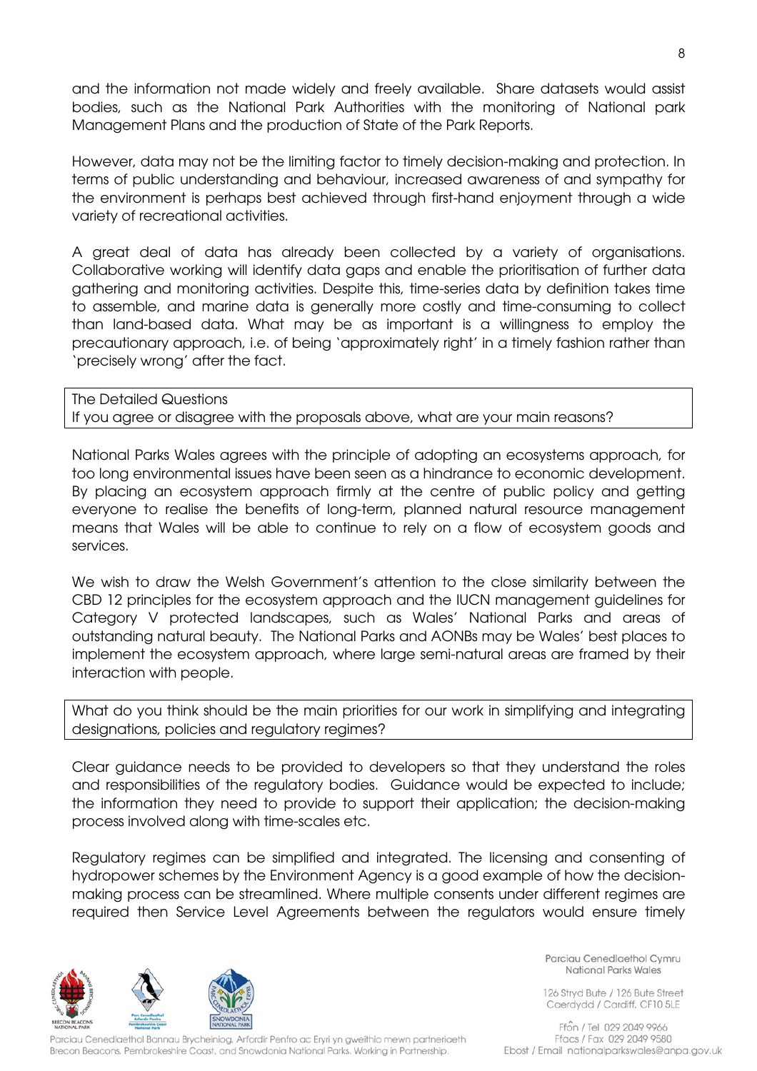and the information not made widely and freely available. Share datasets would assist bodies, such as the National Park Authorities with the monitoring of National park Management Plans and the production of State of the Park Reports.

However, data may not be the limiting factor to timely decision-making and protection. In terms of public understanding and behaviour, increased awareness of and sympathy for the environment is perhaps best achieved through first-hand enjoyment through a wide variety of recreational activities.

A great deal of data has already been collected by a variety of organisations. Collaborative working will identify data gaps and enable the prioritisation of further data gathering and monitoring activities. Despite this, time-series data by definition takes time to assemble, and marine data is generally more costly and time-consuming to collect than land-based data. What may be as important is a willingness to employ the precautionary approach, i.e. of being 'approximately right' in a timely fashion rather than 'precisely wrong' after the fact.

| The Detailed Questions<br>If you agree or disagree with the proposals above, what are your main reasons? |
|---|

National Parks Wales agrees with the principle of adopting an ecosystems approach, for too long environmental issues have been seen as a hindrance to economic development. By placing an ecosystem approach firmly at the centre of public policy and getting everyone to realise the benefits of long-term, planned natural resource management means that Wales will be able to continue to rely on a flow of ecosystem goods and services.

We wish to draw the Welsh Government's attention to the close similarity between the CBD 12 principles for the ecosystem approach and the IUCN management guidelines for Category V protected landscapes, such as Wales' National Parks and areas of outstanding natural beauty. The National Parks and AONBs may be Wales' best places to implement the ecosystem approach, where large semi-natural areas are framed by their interaction with people.

| What do you think should be the main priorities for our work in simplifying and integrating designations, policies and regulatory regimes? |
|---|

Clear guidance needs to be provided to developers so that they understand the roles and responsibilities of the regulatory bodies. Guidance would be expected to include; the information they need to provide to support their application; the decision-making process involved along with time-scales etc.

Regulatory regimes can be simplified and integrated. The licensing and consenting of hydropower schemes by the Environment Agency is a good example of how the decision-making process can be streamlined. Where multiple consents under different regimes are required then Service Level Agreements between the regulators would ensure timely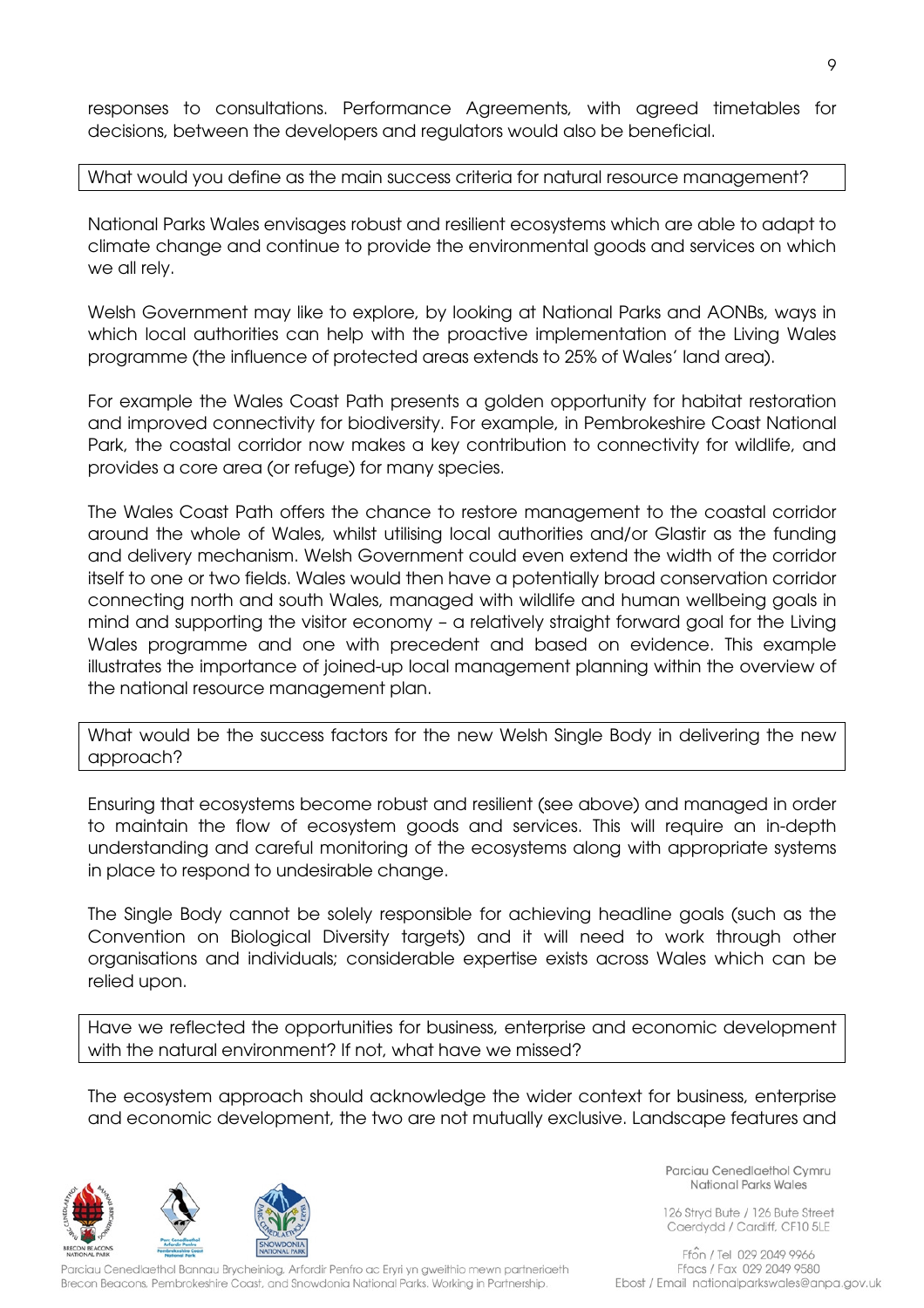responses to consultations. Performance Agreements, with agreed timetables for decisions, between the developers and regulators would also be beneficial.

**What would you define as the main success criteria for natural resource management?**

National Parks Wales envisages robust and resilient ecosystems which are able to adapt to climate change and continue to provide the environmental goods and services on which we all rely.

Welsh Government may like to explore, by looking at National Parks and AONBs, ways in which local authorities can help with the proactive implementation of the Living Wales programme (the influence of protected areas extends to 25% of Wales' land area).

For example the Wales Coast Path presents a golden opportunity for habitat restoration and improved connectivity for biodiversity. For example, in Pembrokeshire Coast National Park, the coastal corridor now makes a key contribution to connectivity for wildlife, and provides a core area (or refuge) for many species.

The Wales Coast Path offers the chance to restore management to the coastal corridor around the whole of Wales, whilst utilising local authorities and/or Glastir as the funding and delivery mechanism. Welsh Government could even extend the width of the corridor itself to one or two fields. Wales would then have a potentially broad conservation corridor connecting north and south Wales, managed with wildlife and human wellbeing goals in mind and supporting the visitor economy – a relatively straight forward goal for the Living Wales programme and one with precedent and based on evidence. This example illustrates the importance of joined-up local management planning within the overview of the national resource management plan.

**What would be the success factors for the new Welsh Single Body in delivering the new approach?**

Ensuring that ecosystems become robust and resilient (see above) and managed in order to maintain the flow of ecosystem goods and services. This will require an in-depth understanding and careful monitoring of the ecosystems along with appropriate systems in place to respond to undesirable change.

The Single Body cannot be solely responsible for achieving headline goals (such as the Convention on Biological Diversity targets) and it will need to work through other organisations and individuals; considerable expertise exists across Wales which can be relied upon.

**Have we reflected the opportunities for business, enterprise and economic development with the natural environment? If not, what have we missed?**

The ecosystem approach should acknowledge the wider context for business, enterprise and economic development, the two are not mutually exclusive. Landscape features and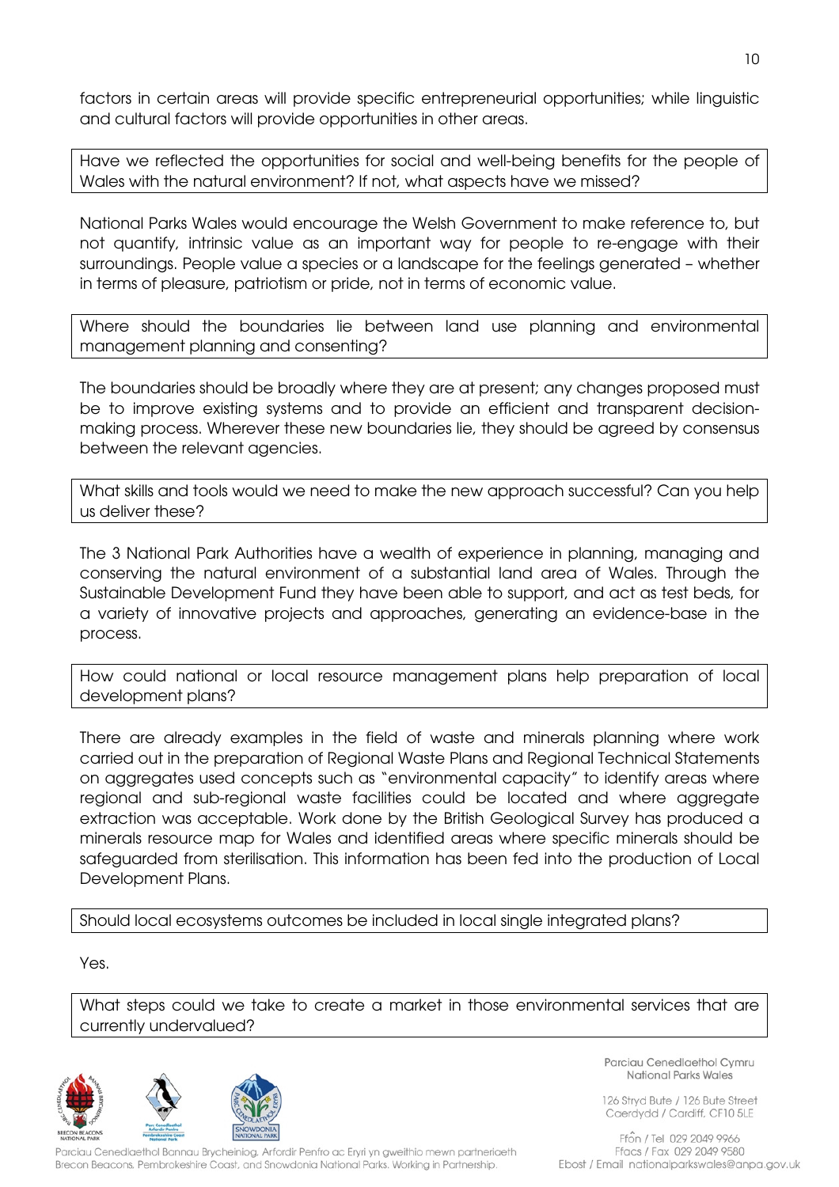factors in certain areas will provide specific entrepreneurial opportunities; while linguistic and cultural factors will provide opportunities in other areas.

**Have we reflected the opportunities for social and well-being benefits for the people of Wales with the natural environment? If not, what aspects have we missed?**

National Parks Wales would encourage the Welsh Government to make reference to, but not quantify, intrinsic value as an important way for people to re-engage with their surroundings. People value a species or a landscape for the feelings generated – whether in terms of pleasure, patriotism or pride, not in terms of economic value.

**Where should the boundaries lie between land use planning and environmental management planning and consenting?**

The boundaries should be broadly where they are at present; any changes proposed must be to improve existing systems and to provide an efficient and transparent decision-making process. Wherever these new boundaries lie, they should be agreed by consensus between the relevant agencies.

**What skills and tools would we need to make the new approach successful? Can you help us deliver these?**

The 3 National Park Authorities have a wealth of experience in planning, managing and conserving the natural environment of a substantial land area of Wales. Through the Sustainable Development Fund they have been able to support, and act as test beds, for a variety of innovative projects and approaches, generating an evidence-base in the process.

**How could national or local resource management plans help preparation of local development plans?**

There are already examples in the field of waste and minerals planning where work carried out in the preparation of Regional Waste Plans and Regional Technical Statements on aggregates used concepts such as "environmental capacity" to identify areas where regional and sub-regional waste facilities could be located and where aggregate extraction was acceptable. Work done by the British Geological Survey has produced a minerals resource map for Wales and identified areas where specific minerals should be safeguarded from sterilisation. This information has been fed into the production of Local Development Plans.

**Should local ecosystems outcomes be included in local single integrated plans?**

Yes.

**What steps could we take to create a market in those environmental services that are currently undervalued?**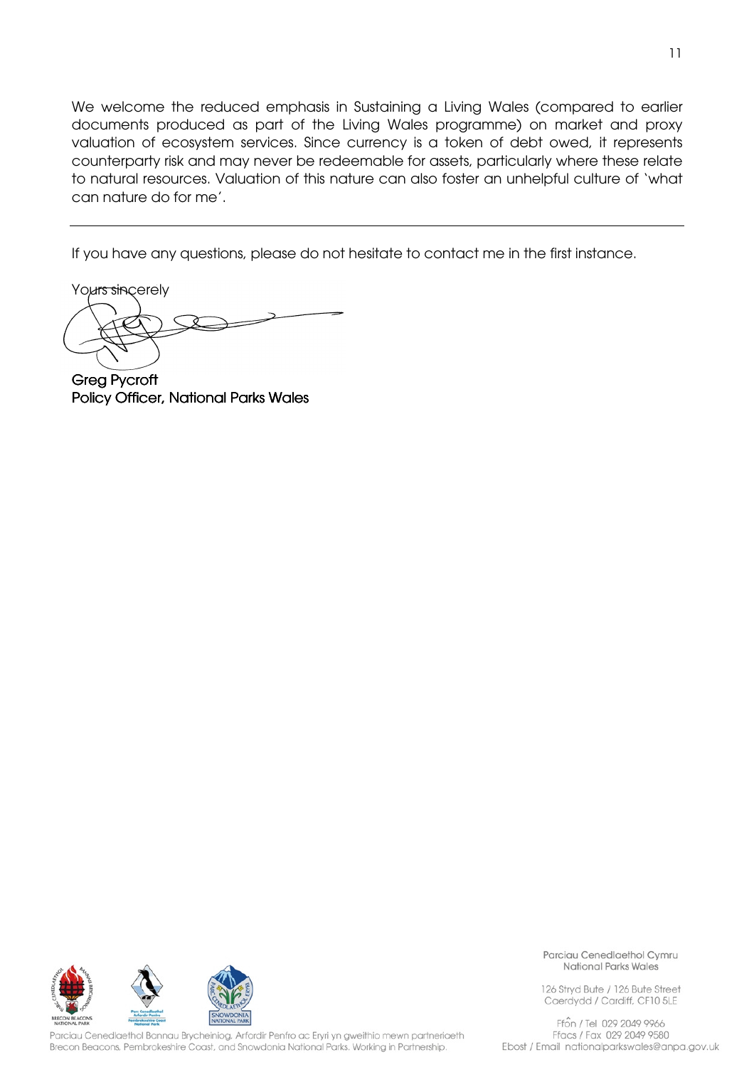We welcome the reduced emphasis in Sustaining a Living Wales (compared to earlier documents produced as part of the Living Wales programme) on market and proxy valuation of ecosystem services. Since currency is a token of debt owed, it represents counterparty risk and may never be redeemable for assets, particularly where these relate to natural resources. Valuation of this nature can also foster an unhelpful culture of 'what can nature do for me'.

---

If you have any questions, please do not hesitate to contact me in the first instance.

Yours sincerely

**Greg Pycroft**
**Policy Officer, National Parks Wales**

Parciau Cenedlaethol Bannau Brycheiniog, Arfordir Penfro ac Eryri yn gweithio mewn partneriaeth
Brecon Beacons, Pembrokeshire Coast, and Snowdonia National Parks. Working in Partnership.

Parciau Cenedlaethol Cymru
National Parks Wales

126 Stryd Bute / 126 Bute Street
Caerdydd / Cardiff, CF10 5LE

Ffôn / Tel 029 2049 9966
Ffacs / Fax 029 2049 9580
Ebost / Email nationalparkswales@anpa.gov.uk